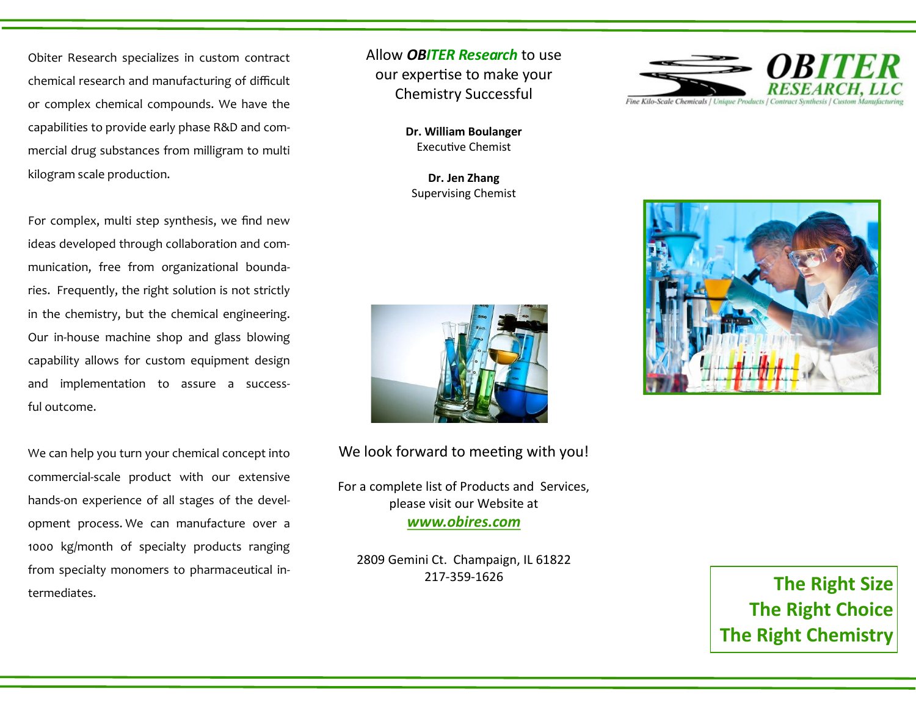Obiter Research specializes in custom contract chemical research and manufacturing of difficult or complex chemical compounds. We have the capabilities to provide early phase R&D and commercial drug substances from milligram to multi kilogram scale production.

For complex, multi step synthesis, we find new ideas developed through collaboration and communication, free from organizational boundaries. Frequently, the right solution is not strictly in the chemistry, but the chemical engineering. Our in-house machine shop and glass blowing capability allows for custom equipment design and implementation to assure a successful outcome.

We can help you turn your chemical concept into commercial-scale product with our extensive hands-on experience of all stages of the development process. We can manufacture over a 1000 kg/month of specialty products ranging from specialty monomers to pharmaceutical intermediates.

Allow ***OBITER Research*** to use our expertise to make your Chemistry Successful

**Dr. William Boulanger**
Executive Chemist

**Dr. Jen Zhang**
Supervising Chemist

We look forward to meeting with you!

For a complete list of Products and Services, please visit our Website at
***www.obires.com***

2809 Gemini Ct. Champaign, IL 61822
217-359-1626

# OBITER RESEARCH, LLC

Fine Kilo-Scale Chemicals | Unique Products | Contract Synthesis | Custom Manufacturing

**The Right Size**
**The Right Choice**
**The Right Chemistry**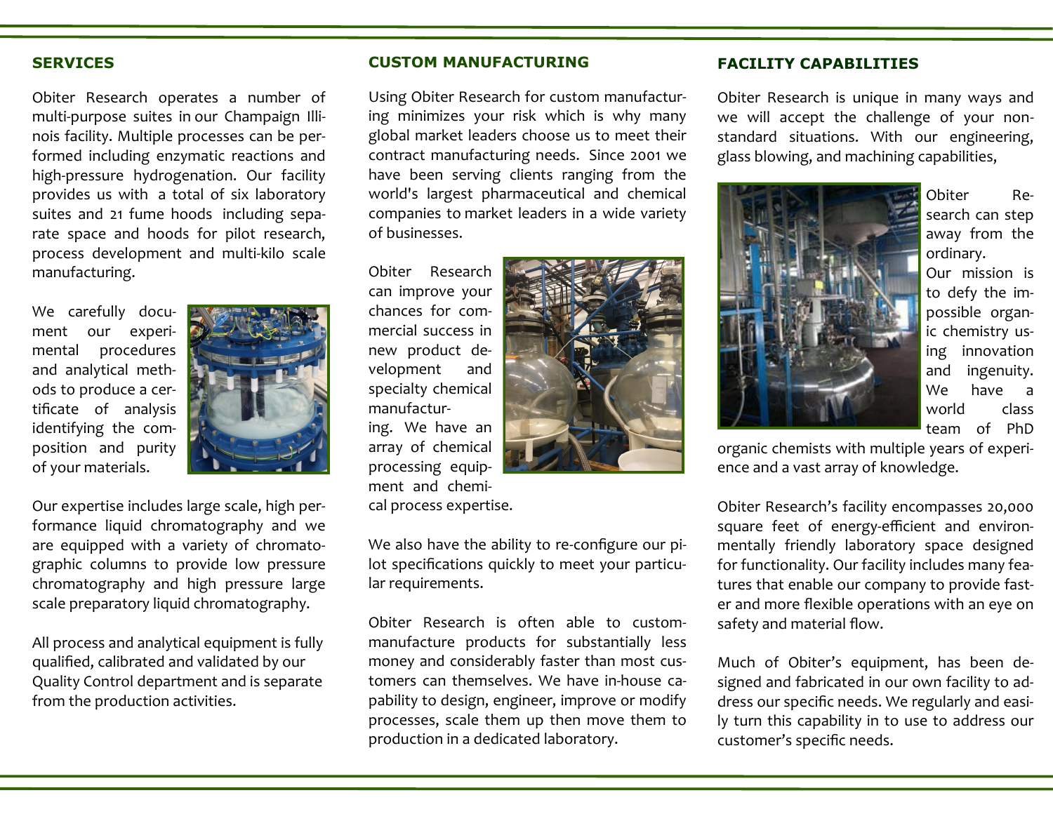## SERVICES

Obiter Research operates a number of multi-purpose suites in our Champaign Illinois facility. Multiple processes can be performed including enzymatic reactions and high-pressure hydrogenation. Our facility provides us with a total of six laboratory suites and 21 fume hoods including separate space and hoods for pilot research, process development and multi-kilo scale manufacturing.

We carefully document our experimental procedures and analytical methods to produce a certificate of analysis identifying the composition and purity of your materials.

Our expertise includes large scale, high performance liquid chromatography and we are equipped with a variety of chromatographic columns to provide low pressure chromatography and high pressure large scale preparatory liquid chromatography.

All process and analytical equipment is fully qualified, calibrated and validated by our Quality Control department and is separate from the production activities.

## CUSTOM MANUFACTURING

Using Obiter Research for custom manufacturing minimizes your risk which is why many global market leaders choose us to meet their contract manufacturing needs. Since 2001 we have been serving clients ranging from the world's largest pharmaceutical and chemical companies to market leaders in a wide variety of businesses.

Obiter Research can improve your chances for commercial success in new product development and specialty chemical manufacturing. We have an array of chemical processing equipment and chemical process expertise.

We also have the ability to re-configure our pilot specifications quickly to meet your particular requirements.

Obiter Research is often able to custom-manufacture products for substantially less money and considerably faster than most customers can themselves. We have in-house capability to design, engineer, improve or modify processes, scale them up then move them to production in a dedicated laboratory.

## FACILITY CAPABILITIES

Obiter Research is unique in many ways and we will accept the challenge of your non-standard situations. With our engineering, glass blowing, and machining capabilities, Obiter Research can step away from the ordinary.

Our mission is to defy the impossible organic chemistry using innovation and ingenuity. We have a world class team of PhD organic chemists with multiple years of experience and a vast array of knowledge.

Obiter Research's facility encompasses 20,000 square feet of energy-efficient and environmentally friendly laboratory space designed for functionality. Our facility includes many features that enable our company to provide faster and more flexible operations with an eye on safety and material flow.

Much of Obiter's equipment, has been designed and fabricated in our own facility to address our specific needs. We regularly and easily turn this capability in to use to address our customer's specific needs.